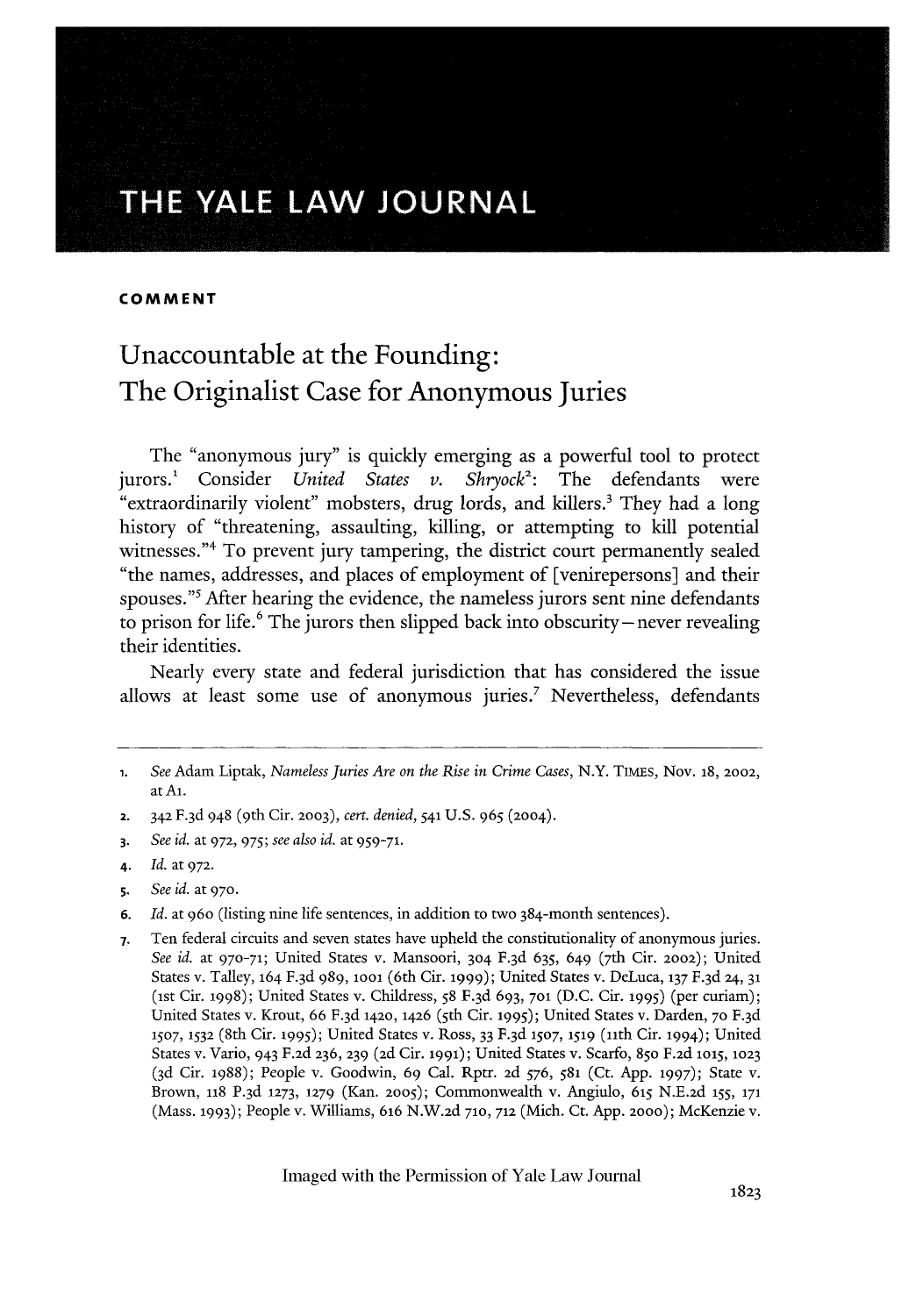# THE YALE LAW JOURNAL

**COMMENT**

## Unaccountable at the Founding: The Originalist Case for Anonymous Juries

The "anonymous jury" is quickly emerging as a powerful tool to protect jurors.[1] Consider *United States v. Shryock*[2]: The defendants were "extraordinarily violent" mobsters, drug lords, and killers.[3] They had a long history of "threatening, assaulting, killing, or attempting to kill potential witnesses."[4] To prevent jury tampering, the district court permanently sealed "the names, addresses, and places of employment of [venirepersons] and their spouses."[5] After hearing the evidence, the nameless jurors sent nine defendants to prison for life.[6] The jurors then slipped back into obscurity—never revealing their identities.

Nearly every state and federal jurisdiction that has considered the issue allows at least some use of anonymous juries.[7] Nevertheless, defendants

---

1. *See* Adam Liptak, *Nameless Juries Are on the Rise in Crime Cases*, N.Y. TIMES, Nov. 18, 2002, at A1.
2. 342 F.3d 948 (9th Cir. 2003), *cert. denied*, 541 U.S. 965 (2004).
3. *See id.* at 972, 975; *see also id.* at 959-71.
4. *Id.* at 972.
5. *See id.* at 970.
6. *Id.* at 960 (listing nine life sentences, in addition to two 384-month sentences).
7. Ten federal circuits and seven states have upheld the constitutionality of anonymous juries. *See id.* at 970-71; United States v. Mansoori, 304 F.3d 635, 649 (7th Cir. 2002); United States v. Talley, 164 F.3d 989, 1001 (6th Cir. 1999); United States v. DeLuca, 137 F.3d 24, 31 (1st Cir. 1998); United States v. Childress, 58 F.3d 693, 701 (D.C. Cir. 1995) (per curiam); United States v. Krout, 66 F.3d 1420, 1426 (5th Cir. 1995); United States v. Darden, 70 F.3d 1507, 1532 (8th Cir. 1995); United States v. Ross, 33 F.3d 1507, 1519 (11th Cir. 1994); United States v. Vario, 943 F.2d 236, 239 (2d Cir. 1991); United States v. Scarfo, 850 F.2d 1015, 1023 (3d Cir. 1988); People v. Goodwin, 69 Cal. Rptr. 2d 576, 581 (Ct. App. 1997); State v. Brown, 118 P.3d 1273, 1279 (Kan. 2005); Commonwealth v. Angiulo, 615 N.E.2d 155, 171 (Mass. 1993); People v. Williams, 616 N.W.2d 710, 712 (Mich. Ct. App. 2000); McKenzie v.

Imaged with the Permission of Yale Law Journal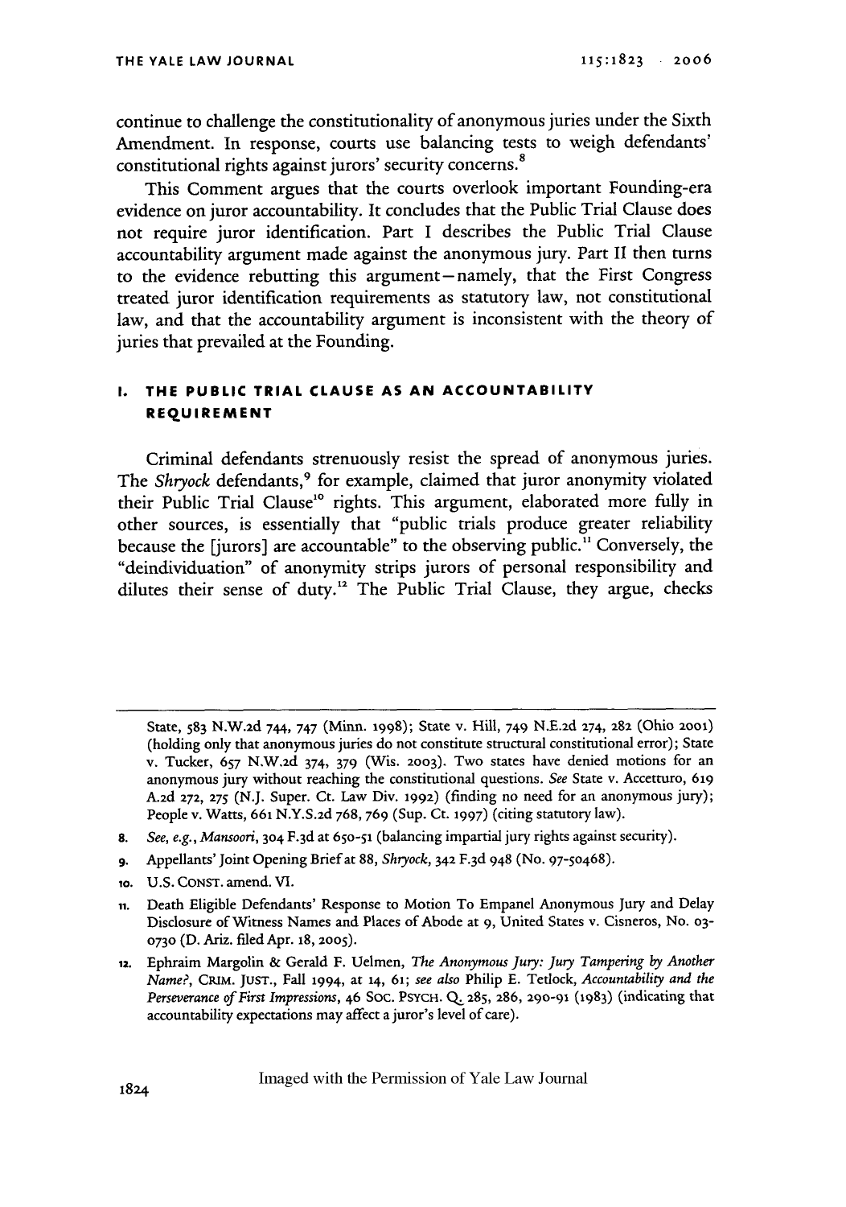continue to challenge the constitutionality of anonymous juries under the Sixth Amendment. In response, courts use balancing tests to weigh defendants' constitutional rights against jurors' security concerns.[8]

This Comment argues that the courts overlook important Founding-era evidence on juror accountability. It concludes that the Public Trial Clause does not require juror identification. Part I describes the Public Trial Clause accountability argument made against the anonymous jury. Part II then turns to the evidence rebutting this argument—namely, that the First Congress treated juror identification requirements as statutory law, not constitutional law, and that the accountability argument is inconsistent with the theory of juries that prevailed at the Founding.

## I. THE PUBLIC TRIAL CLAUSE AS AN ACCOUNTABILITY REQUIREMENT

Criminal defendants strenuously resist the spread of anonymous juries. The *Shryock* defendants,[9] for example, claimed that juror anonymity violated their Public Trial Clause[10] rights. This argument, elaborated more fully in other sources, is essentially that "public trials produce greater reliability because the [jurors] are accountable" to the observing public.[11] Conversely, the "deindividuation" of anonymity strips jurors of personal responsibility and dilutes their sense of duty.[12] The Public Trial Clause, they argue, checks

---

State, 583 N.W.2d 744, 747 (Minn. 1998); State v. Hill, 749 N.E.2d 274, 282 (Ohio 2001) (holding only that anonymous juries do not constitute structural constitutional error); State v. Tucker, 657 N.W.2d 374, 379 (Wis. 2003). Two states have denied motions for an anonymous jury without reaching the constitutional questions. *See* State v. Accetturo, 619 A.2d 272, 275 (N.J. Super. Ct. Law Div. 1992) (finding no need for an anonymous jury); People v. Watts, 661 N.Y.S.2d 768, 769 (Sup. Ct. 1997) (citing statutory law).

8. *See, e.g.*, *Mansoori*, 304 F.3d at 650-51 (balancing impartial jury rights against security).

9. Appellants' Joint Opening Brief at 88, *Shryock*, 342 F.3d 948 (No. 97-50468).

10. U.S. CONST. amend. VI.

11. Death Eligible Defendants' Response to Motion To Empanel Anonymous Jury and Delay Disclosure of Witness Names and Places of Abode at 9, United States v. Cisneros, No. 03-0730 (D. Ariz. filed Apr. 18, 2005).

12. Ephraim Margolin & Gerald F. Uelmen, *The Anonymous Jury: Jury Tampering by Another Name?*, CRIM. JUST., Fall 1994, at 14, 61; *see also* Philip E. Tetlock, *Accountability and the Perseverance of First Impressions*, 46 SOC. PSYCH. Q. 285, 286, 290-91 (1983) (indicating that accountability expectations may affect a juror's level of care).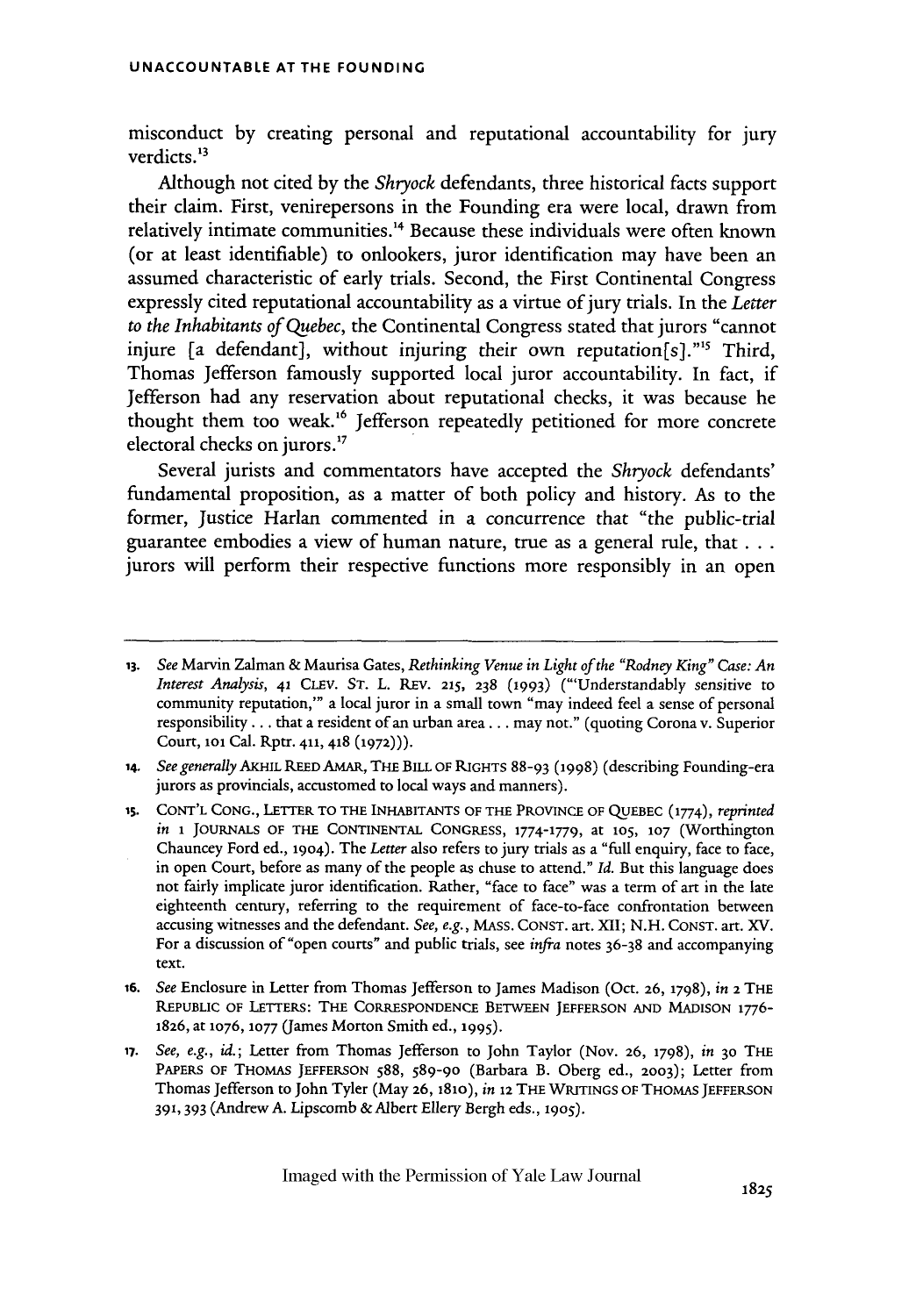misconduct by creating personal and reputational accountability for jury verdicts.[13]

Although not cited by the *Shryock* defendants, three historical facts support their claim. First, venirepersons in the Founding era were local, drawn from relatively intimate communities.[14] Because these individuals were often known (or at least identifiable) to onlookers, juror identification may have been an assumed characteristic of early trials. Second, the First Continental Congress expressly cited reputational accountability as a virtue of jury trials. In the *Letter to the Inhabitants of Quebec*, the Continental Congress stated that jurors "cannot injure [a defendant], without injuring their own reputation[s]."[15] Third, Thomas Jefferson famously supported local juror accountability. In fact, if Jefferson had any reservation about reputational checks, it was because he thought them too weak.[16] Jefferson repeatedly petitioned for more concrete electoral checks on jurors.[17]

Several jurists and commentators have accepted the *Shryock* defendants' fundamental proposition, as a matter of both policy and history. As to the former, Justice Harlan commented in a concurrence that "the public-trial guarantee embodies a view of human nature, true as a general rule, that . . . jurors will perform their respective functions more responsibly in an open

---

13. *See* Marvin Zalman & Maurisa Gates, *Rethinking Venue in Light of the "Rodney King" Case: An Interest Analysis*, 41 CLEV. ST. L. REV. 215, 238 (1993) ("'Understandably sensitive to community reputation,'" a local juror in a small town "may indeed feel a sense of personal responsibility . . . that a resident of an urban area . . . may not." (quoting Corona v. Superior Court, 101 Cal. Rptr. 411, 418 (1972))).

14. *See generally* AKHIL REED AMAR, THE BILL OF RIGHTS 88-93 (1998) (describing Founding-era jurors as provincials, accustomed to local ways and manners).

15. CONT'L CONG., LETTER TO THE INHABITANTS OF THE PROVINCE OF QUEBEC (1774), *reprinted in* 1 JOURNALS OF THE CONTINENTAL CONGRESS, 1774-1779, at 105, 107 (Worthington Chauncey Ford ed., 1904). The *Letter* also refers to jury trials as a "full enquiry, face to face, in open Court, before as many of the people as chuse to attend." *Id.* But this language does not fairly implicate juror identification. Rather, "face to face" was a term of art in the late eighteenth century, referring to the requirement of face-to-face confrontation between accusing witnesses and the defendant. *See, e.g.*, MASS. CONST. art. XII; N.H. CONST. art. XV. For a discussion of "open courts" and public trials, see *infra* notes 36-38 and accompanying text.

16. *See* Enclosure in Letter from Thomas Jefferson to James Madison (Oct. 26, 1798), *in* 2 THE REPUBLIC OF LETTERS: THE CORRESPONDENCE BETWEEN JEFFERSON AND MADISON 1776-1826, at 1076, 1077 (James Morton Smith ed., 1995).

17. *See, e.g.*, *id.*; Letter from Thomas Jefferson to John Taylor (Nov. 26, 1798), *in* 30 THE PAPERS OF THOMAS JEFFERSON 588, 589-90 (Barbara B. Oberg ed., 2003); Letter from Thomas Jefferson to John Tyler (May 26, 1810), *in* 12 THE WRITINGS OF THOMAS JEFFERSON 391, 393 (Andrew A. Lipscomb & Albert Ellery Bergh eds., 1905).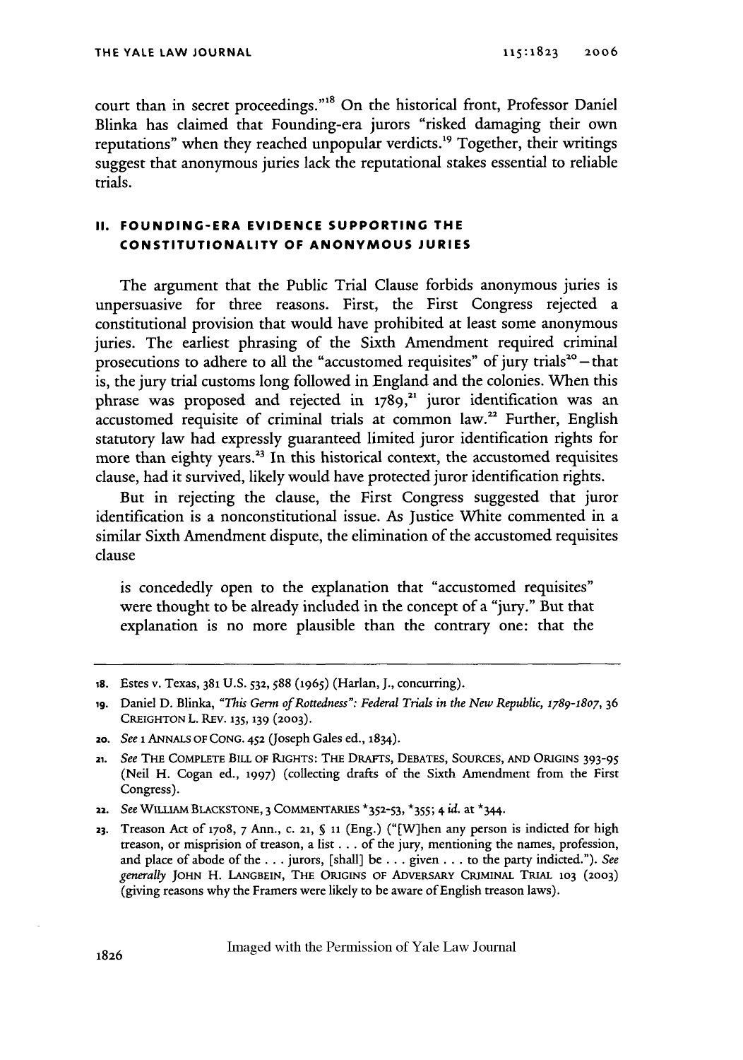court than in secret proceedings."[18] On the historical front, Professor Daniel Blinka has claimed that Founding-era jurors "risked damaging their own reputations" when they reached unpopular verdicts.[19] Together, their writings suggest that anonymous juries lack the reputational stakes essential to reliable trials.

## II. FOUNDING-ERA EVIDENCE SUPPORTING THE CONSTITUTIONALITY OF ANONYMOUS JURIES

The argument that the Public Trial Clause forbids anonymous juries is unpersuasive for three reasons. First, the First Congress rejected a constitutional provision that would have prohibited at least some anonymous juries. The earliest phrasing of the Sixth Amendment required criminal prosecutions to adhere to all the "accustomed requisites" of jury trials[20] — that is, the jury trial customs long followed in England and the colonies. When this phrase was proposed and rejected in 1789,[21] juror identification was an accustomed requisite of criminal trials at common law.[22] Further, English statutory law had expressly guaranteed limited juror identification rights for more than eighty years.[23] In this historical context, the accustomed requisites clause, had it survived, likely would have protected juror identification rights.

But in rejecting the clause, the First Congress suggested that juror identification is a nonconstitutional issue. As Justice White commented in a similar Sixth Amendment dispute, the elimination of the accustomed requisites clause

> is concededly open to the explanation that "accustomed requisites" were thought to be already included in the concept of a "jury." But that explanation is no more plausible than the contrary one: that the

---

18. Estes v. Texas, 381 U.S. 532, 588 (1965) (Harlan, J., concurring).

19. Daniel D. Blinka, *"This Germ of Rottedness": Federal Trials in the New Republic, 1789-1807*, 36 CREIGHTON L. REV. 135, 139 (2003).

20. *See* 1 ANNALS OF CONG. 452 (Joseph Gales ed., 1834).

21. *See* THE COMPLETE BILL OF RIGHTS: THE DRAFTS, DEBATES, SOURCES, AND ORIGINS 393-95 (Neil H. Cogan ed., 1997) (collecting drafts of the Sixth Amendment from the First Congress).

22. *See* WILLIAM BLACKSTONE, 3 COMMENTARIES *352-53, *355; 4 *id.* at *344.

23. Treason Act of 1708, 7 Ann., c. 21, § 11 (Eng.) ("[W]hen any person is indicted for high treason, or misprision of treason, a list . . . of the jury, mentioning the names, profession, and place of abode of the . . . jurors, [shall] be . . . given . . . to the party indicted."). *See generally* JOHN H. LANGBEIN, THE ORIGINS OF ADVERSARY CRIMINAL TRIAL 103 (2003) (giving reasons why the Framers were likely to be aware of English treason laws).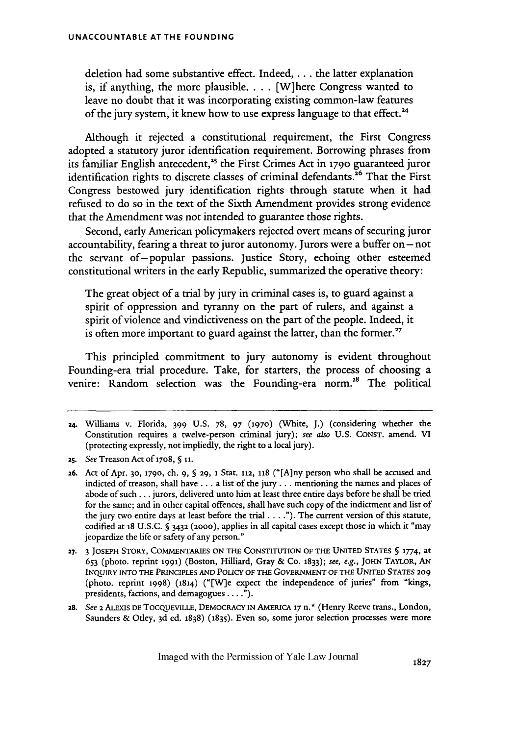> deletion had some substantive effect. Indeed, . . . the latter explanation is, if anything, the more plausible. . . . [W]here Congress wanted to leave no doubt that it was incorporating existing common-law features of the jury system, it knew how to use express language to that effect.[24]

Although it rejected a constitutional requirement, the First Congress adopted a statutory juror identification requirement. Borrowing phrases from its familiar English antecedent,[25] the First Crimes Act in 1790 guaranteed juror identification rights to discrete classes of criminal defendants.[26] That the First Congress bestowed jury identification rights through statute when it had refused to do so in the text of the Sixth Amendment provides strong evidence that the Amendment was not intended to guarantee those rights.

Second, early American policymakers rejected overt means of securing juror accountability, fearing a threat to juror autonomy. Jurors were a buffer on—not the servant of—popular passions. Justice Story, echoing other esteemed constitutional writers in the early Republic, summarized the operative theory:

> The great object of a trial by jury in criminal cases is, to guard against a spirit of oppression and tyranny on the part of rulers, and against a spirit of violence and vindictiveness on the part of the people. Indeed, it is often more important to guard against the latter, than the former.[27]

This principled commitment to jury autonomy is evident throughout Founding-era trial procedure. Take, for starters, the process of choosing a venire: Random selection was the Founding-era norm.[28] The political

---

24. Williams v. Florida, 399 U.S. 78, 97 (1970) (White, J.) (considering whether the Constitution requires a twelve-person criminal jury); *see also* U.S. CONST. amend. VI (protecting expressly, not impliedly, the right to a local jury).

25. *See* Treason Act of 1708, § 11.

26. Act of Apr. 30, 1790, ch. 9, § 29, 1 Stat. 112, 118 ("[A]ny person who shall be accused and indicted of treason, shall have . . . a list of the jury . . . mentioning the names and places of abode of such . . . jurors, delivered unto him at least three entire days before he shall be tried for the same; and in other capital offences, shall have such copy of the indictment and list of the jury two entire days at least before the trial . . . ."). The current version of this statute, codified at 18 U.S.C. § 3432 (2000), applies in all capital cases except those in which it "may jeopardize the life or safety of any person."

27. 3 JOSEPH STORY, COMMENTARIES ON THE CONSTITUTION OF THE UNITED STATES § 1774, at 653 (photo. reprint 1991) (Boston, Hilliard, Gray & Co. 1833); *see, e.g.*, JOHN TAYLOR, AN INQUIRY INTO THE PRINCIPLES AND POLICY OF THE GOVERNMENT OF THE UNITED STATES 209 (photo. reprint 1998) (1814) ("[W]e expect the independence of juries" from "kings, presidents, factions, and demagogues . . . .").

28. *See* 2 ALEXIS DE TOCQUEVILLE, DEMOCRACY IN AMERICA 17 n.* (Henry Reeve trans., London, Saunders & Otley, 3d ed. 1838) (1835). Even so, some juror selection processes were more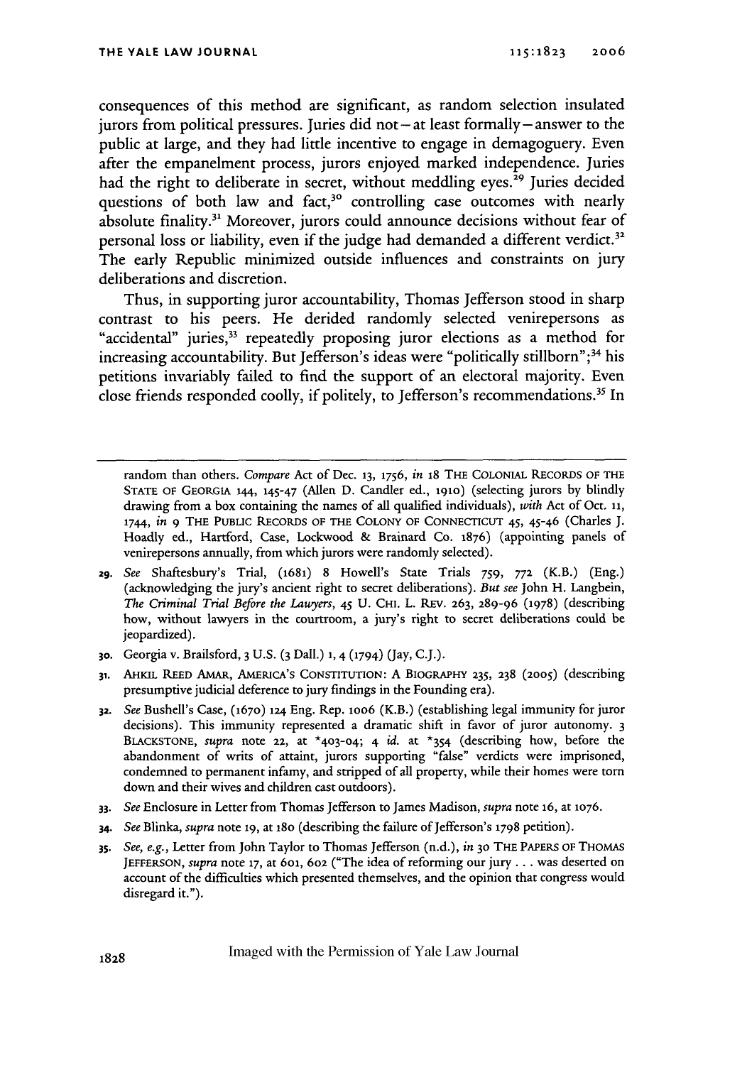consequences of this method are significant, as random selection insulated jurors from political pressures. Juries did not—at least formally—answer to the public at large, and they had little incentive to engage in demagoguery. Even after the empanelment process, jurors enjoyed marked independence. Juries had the right to deliberate in secret, without meddling eyes.[29] Juries decided questions of both law and fact,[30] controlling case outcomes with nearly absolute finality.[31] Moreover, jurors could announce decisions without fear of personal loss or liability, even if the judge had demanded a different verdict.[32] The early Republic minimized outside influences and constraints on jury deliberations and discretion.

Thus, in supporting juror accountability, Thomas Jefferson stood in sharp contrast to his peers. He derided randomly selected venirepersons as "accidental" juries,[33] repeatedly proposing juror elections as a method for increasing accountability. But Jefferson's ideas were "politically stillborn";[34] his petitions invariably failed to find the support of an electoral majority. Even close friends responded coolly, if politely, to Jefferson's recommendations.[35] In

---

random than others. *Compare* Act of Dec. 13, 1756, *in* 18 THE COLONIAL RECORDS OF THE STATE OF GEORGIA 144, 145-47 (Allen D. Candler ed., 1910) (selecting jurors by blindly drawing from a box containing the names of all qualified individuals), *with* Act of Oct. 11, 1744, *in* 9 THE PUBLIC RECORDS OF THE COLONY OF CONNECTICUT 45, 45-46 (Charles J. Hoadly ed., Hartford, Case, Lockwood & Brainard Co. 1876) (appointing panels of venirepersons annually, from which jurors were randomly selected).

29. *See* Shaftesbury's Trial, (1681) 8 Howell's State Trials 759, 772 (K.B.) (Eng.) (acknowledging the jury's ancient right to secret deliberations). *But see* John H. Langbein, *The Criminal Trial Before the Lawyers*, 45 U. CHI. L. REV. 263, 289-96 (1978) (describing how, without lawyers in the courtroom, a jury's right to secret deliberations could be jeopardized).

30. Georgia v. Brailsford, 3 U.S. (3 Dall.) 1, 4 (1794) (Jay, C.J.).

31. AHKIL REED AMAR, AMERICA'S CONSTITUTION: A BIOGRAPHY 235, 238 (2005) (describing presumptive judicial deference to jury findings in the Founding era).

32. *See* Bushell's Case, (1670) 124 Eng. Rep. 1006 (K.B.) (establishing legal immunity for juror decisions). This immunity represented a dramatic shift in favor of juror autonomy. 3 BLACKSTONE, *supra* note 22, at \*403-04; 4 *id.* at \*354 (describing how, before the abandonment of writs of attaint, jurors supporting "false" verdicts were imprisoned, condemned to permanent infamy, and stripped of all property, while their homes were torn down and their wives and children cast outdoors).

33. *See* Enclosure in Letter from Thomas Jefferson to James Madison, *supra* note 16, at 1076.

34. *See* Blinka, *supra* note 19, at 180 (describing the failure of Jefferson's 1798 petition).

35. *See, e.g.*, Letter from John Taylor to Thomas Jefferson (n.d.), *in* 30 THE PAPERS OF THOMAS JEFFERSON, *supra* note 17, at 601, 602 ("The idea of reforming our jury . . . was deserted on account of the difficulties which presented themselves, and the opinion that congress would disregard it.").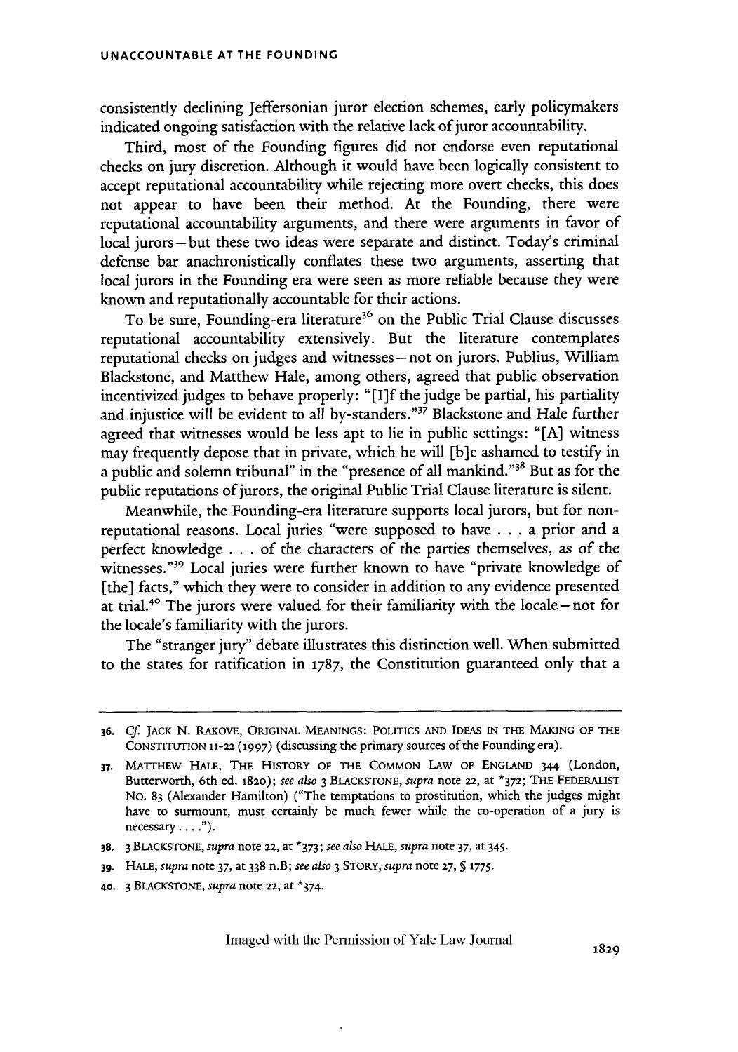consistently declining Jeffersonian juror election schemes, early policymakers indicated ongoing satisfaction with the relative lack of juror accountability.

Third, most of the Founding figures did not endorse even reputational checks on jury discretion. Although it would have been logically consistent to accept reputational accountability while rejecting more overt checks, this does not appear to have been their method. At the Founding, there were reputational accountability arguments, and there were arguments in favor of local jurors—but these two ideas were separate and distinct. Today's criminal defense bar anachronistically conflates these two arguments, asserting that local jurors in the Founding era were seen as more reliable because they were known and reputationally accountable for their actions.

To be sure, Founding-era literature[36] on the Public Trial Clause discusses reputational accountability extensively. But the literature contemplates reputational checks on judges and witnesses—not on jurors. Publius, William Blackstone, and Matthew Hale, among others, agreed that public observation incentivized judges to behave properly: "[I]f the judge be partial, his partiality and injustice will be evident to all by-standers."[37] Blackstone and Hale further agreed that witnesses would be less apt to lie in public settings: "[A] witness may frequently depose that in private, which he will [b]e ashamed to testify in a public and solemn tribunal" in the "presence of all mankind."[38] But as for the public reputations of jurors, the original Public Trial Clause literature is silent.

Meanwhile, the Founding-era literature supports local jurors, but for non-reputational reasons. Local juries "were supposed to have . . . a prior and a perfect knowledge . . . of the characters of the parties themselves, as of the witnesses."[39] Local juries were further known to have "private knowledge of [the] facts," which they were to consider in addition to any evidence presented at trial.[40] The jurors were valued for their familiarity with the locale—not for the locale's familiarity with the jurors.

The "stranger jury" debate illustrates this distinction well. When submitted to the states for ratification in 1787, the Constitution guaranteed only that a

---

36. *Cf.* JACK N. RAKOVE, ORIGINAL MEANINGS: POLITICS AND IDEAS IN THE MAKING OF THE CONSTITUTION 11-22 (1997) (discussing the primary sources of the Founding era).

37. MATTHEW HALE, THE HISTORY OF THE COMMON LAW OF ENGLAND 344 (London, Butterworth, 6th ed. 1820); *see also* 3 BLACKSTONE, *supra* note 22, at *372; THE FEDERALIST NO. 83 (Alexander Hamilton) ("The temptations to prostitution, which the judges might have to surmount, must certainly be much fewer while the co-operation of a jury is necessary . . . .").

38. 3 BLACKSTONE, *supra* note 22, at *373; *see also* HALE, *supra* note 37, at 345.

39. HALE, *supra* note 37, at 338 n.B; *see also* 3 STORY, *supra* note 27, § 1775.

40. 3 BLACKSTONE, *supra* note 22, at *374.

Imaged with the Permission of Yale Law Journal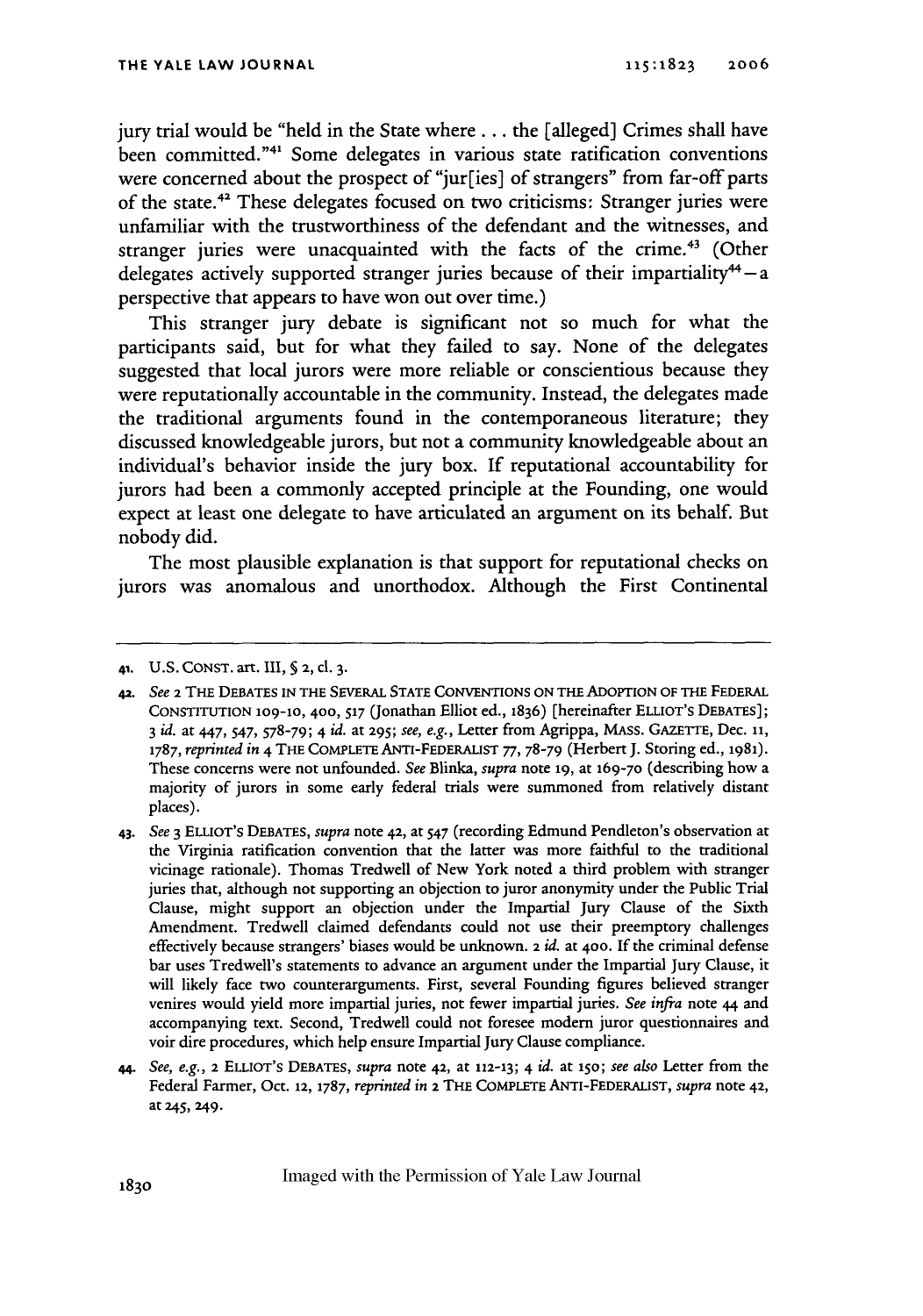jury trial would be "held in the State where . . . the [alleged] Crimes shall have been committed."[41] Some delegates in various state ratification conventions were concerned about the prospect of "jur[ies] of strangers" from far-off parts of the state.[42] These delegates focused on two criticisms: Stranger juries were unfamiliar with the trustworthiness of the defendant and the witnesses, and stranger juries were unacquainted with the facts of the crime.[43] (Other delegates actively supported stranger juries because of their impartiality[44] – a perspective that appears to have won out over time.)

This stranger jury debate is significant not so much for what the participants said, but for what they failed to say. None of the delegates suggested that local jurors were more reliable or conscientious because they were reputationally accountable in the community. Instead, the delegates made the traditional arguments found in the contemporaneous literature; they discussed knowledgeable jurors, but not a community knowledgeable about an individual's behavior inside the jury box. If reputational accountability for jurors had been a commonly accepted principle at the Founding, one would expect at least one delegate to have articulated an argument on its behalf. But nobody did.

The most plausible explanation is that support for reputational checks on jurors was anomalous and unorthodox. Although the First Continental

---

41. U.S. CONST. art. III, § 2, cl. 3.

42. *See* 2 THE DEBATES IN THE SEVERAL STATE CONVENTIONS ON THE ADOPTION OF THE FEDERAL CONSTITUTION 109-10, 400, 517 (Jonathan Elliot ed., 1836) [hereinafter ELLIOT'S DEBATES]; 3 *id.* at 447, 547, 578-79; 4 *id.* at 295; *see, e.g.*, Letter from Agrippa, MASS. GAZETTE, Dec. 11, 1787, *reprinted in* 4 THE COMPLETE ANTI-FEDERALIST 77, 78-79 (Herbert J. Storing ed., 1981). These concerns were not unfounded. *See* Blinka, *supra* note 19, at 169-70 (describing how a majority of jurors in some early federal trials were summoned from relatively distant places).

43. *See* 3 ELLIOT'S DEBATES, *supra* note 42, at 547 (recording Edmund Pendleton's observation at the Virginia ratification convention that the latter was more faithful to the traditional vicinage rationale). Thomas Tredwell of New York noted a third problem with stranger juries that, although not supporting an objection to juror anonymity under the Public Trial Clause, might support an objection under the Impartial Jury Clause of the Sixth Amendment. Tredwell claimed defendants could not use their preemptory challenges effectively because strangers' biases would be unknown. 2 *id.* at 400. If the criminal defense bar uses Tredwell's statements to advance an argument under the Impartial Jury Clause, it will likely face two counterarguments. First, several Founding figures believed stranger venires would yield more impartial juries, not fewer impartial juries. *See infra* note 44 and accompanying text. Second, Tredwell could not foresee modern juror questionnaires and voir dire procedures, which help ensure Impartial Jury Clause compliance.

44. *See, e.g.*, 2 ELLIOT'S DEBATES, *supra* note 42, at 112-13; 4 *id.* at 150; *see also* Letter from the Federal Farmer, Oct. 12, 1787, *reprinted in* 2 THE COMPLETE ANTI-FEDERALIST, *supra* note 42, at 245, 249.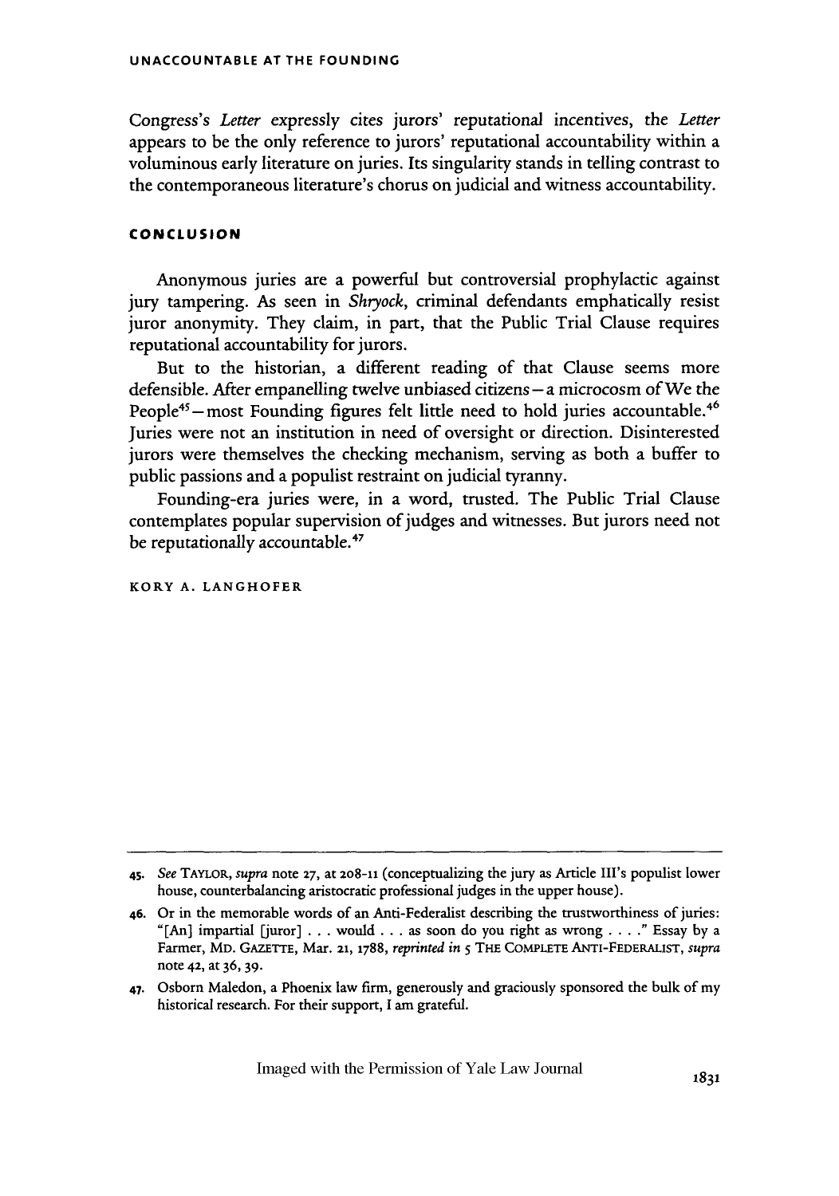Congress's *Letter* expressly cites jurors' reputational incentives, the *Letter* appears to be the only reference to jurors' reputational accountability within a voluminous early literature on juries. Its singularity stands in telling contrast to the contemporaneous literature's chorus on judicial and witness accountability.

## CONCLUSION

Anonymous juries are a powerful but controversial prophylactic against jury tampering. As seen in *Shryock*, criminal defendants emphatically resist juror anonymity. They claim, in part, that the Public Trial Clause requires reputational accountability for jurors.

But to the historian, a different reading of that Clause seems more defensible. After empanelling twelve unbiased citizens – a microcosm of We the People[45] – most Founding figures felt little need to hold juries accountable.[46] Juries were not an institution in need of oversight or direction. Disinterested jurors were themselves the checking mechanism, serving as both a buffer to public passions and a populist restraint on judicial tyranny.

Founding-era juries were, in a word, trusted. The Public Trial Clause contemplates popular supervision of judges and witnesses. But jurors need not be reputationally accountable.[47]

KORY A. LANGHOFER

---

45. *See* TAYLOR, *supra* note 27, at 208-11 (conceptualizing the jury as Article III's populist lower house, counterbalancing aristocratic professional judges in the upper house).

46. Or in the memorable words of an Anti-Federalist describing the trustworthiness of juries: "[An] impartial [juror] . . . would . . . as soon do you right as wrong . . . ." Essay by a Farmer, MD. GAZETTE, Mar. 21, 1788, *reprinted in* 5 THE COMPLETE ANTI-FEDERALIST, *supra* note 42, at 36, 39.

47. Osborn Maledon, a Phoenix law firm, generously and graciously sponsored the bulk of my historical research. For their support, I am grateful.

Imaged with the Permission of Yale Law Journal